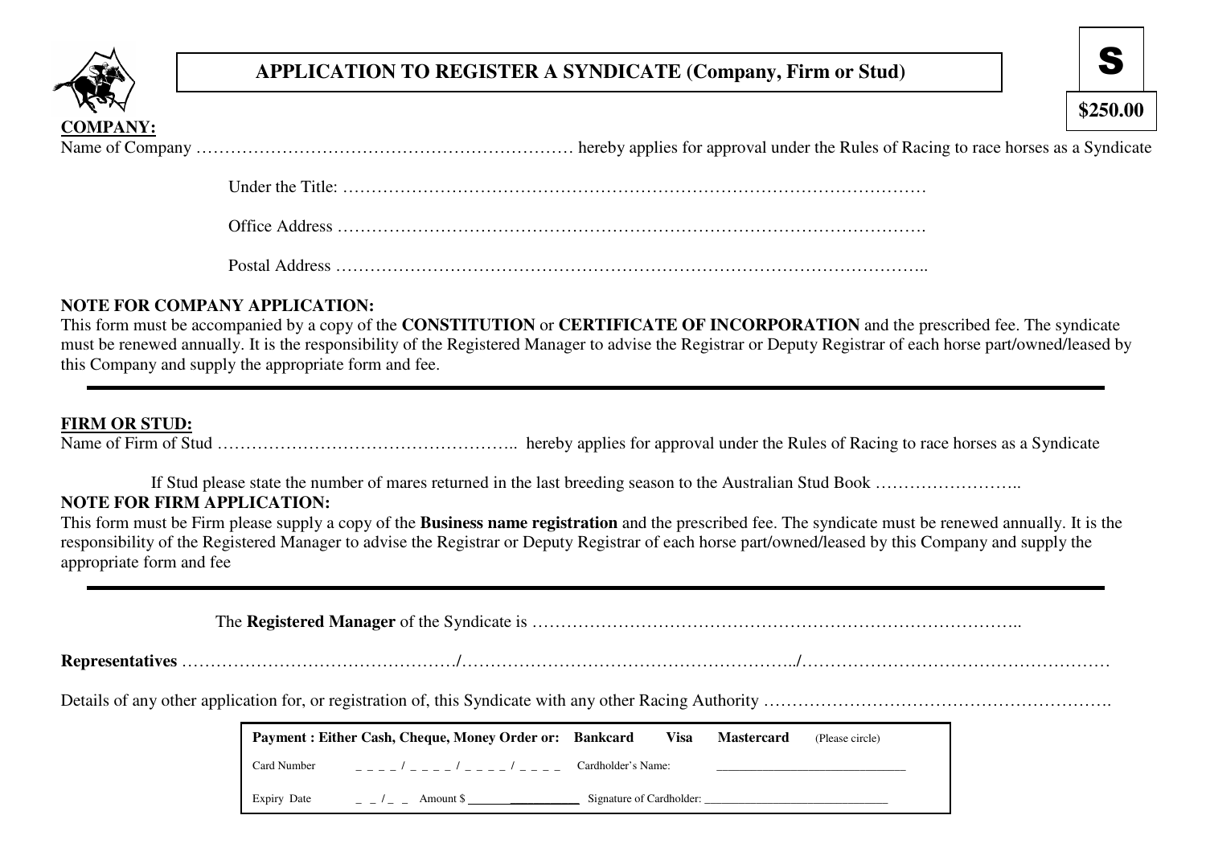# APPLICATION TO REGISTER A SYNDICATE (Company, Firm or Stud)

**S**

**$250.00**

**COMPANY:**

Name of Company ………………………………………………………… hereby applies for approval under the Rules of Racing to race horses as a Syndicate

Under the Title: ……………………………………………………………………………………

Office Address ……………………………………………………………………………………….

Postal Address ……………………………………………………………………………………..

**NOTE FOR COMPANY APPLICATION:**

This form must be accompanied by a copy of the **CONSTITUTION** or **CERTIFICATE OF INCORPORATION** and the prescribed fee. The syndicate must be renewed annually. It is the responsibility of the Registered Manager to advise the Registrar or Deputy Registrar of each horse part/owned/leased by this Company and supply the appropriate form and fee.

---

**FIRM OR STUD:**

Name of Firm of Stud …………………………………………….. hereby applies for approval under the Rules of Racing to race horses as a Syndicate

If Stud please state the number of mares returned in the last breeding season to the Australian Stud Book ……………………..

**NOTE FOR FIRM APPLICATION:**

This form must be Firm please supply a copy of the **Business name registration** and the prescribed fee. The syndicate must be renewed annually. It is the responsibility of the Registered Manager to advise the Registrar or Deputy Registrar of each horse part/owned/leased by this Company and supply the appropriate form and fee

---

The **Registered Manager** of the Syndicate is ………………………………………………………………………..

**Representatives** …………………………………………/…………………………………………………../………………………………………………

Details of any other application for, or registration of, this Syndicate with any other Racing Authority …………………………………………………….

| **Payment : Either Cash, Cheque, Money Order or: Bankcard Visa Mastercard** (Please circle) | | | |
|---|---|---|---|
| Card Number | _ _ _ _ / _ _ _ _ / _ _ _ _ / _ _ _ _ | Cardholder's Name: | ____________________________ |
| Expiry Date | _ _ / _ _ Amount $ ____________ | Signature of Cardholder: | ____________________________ |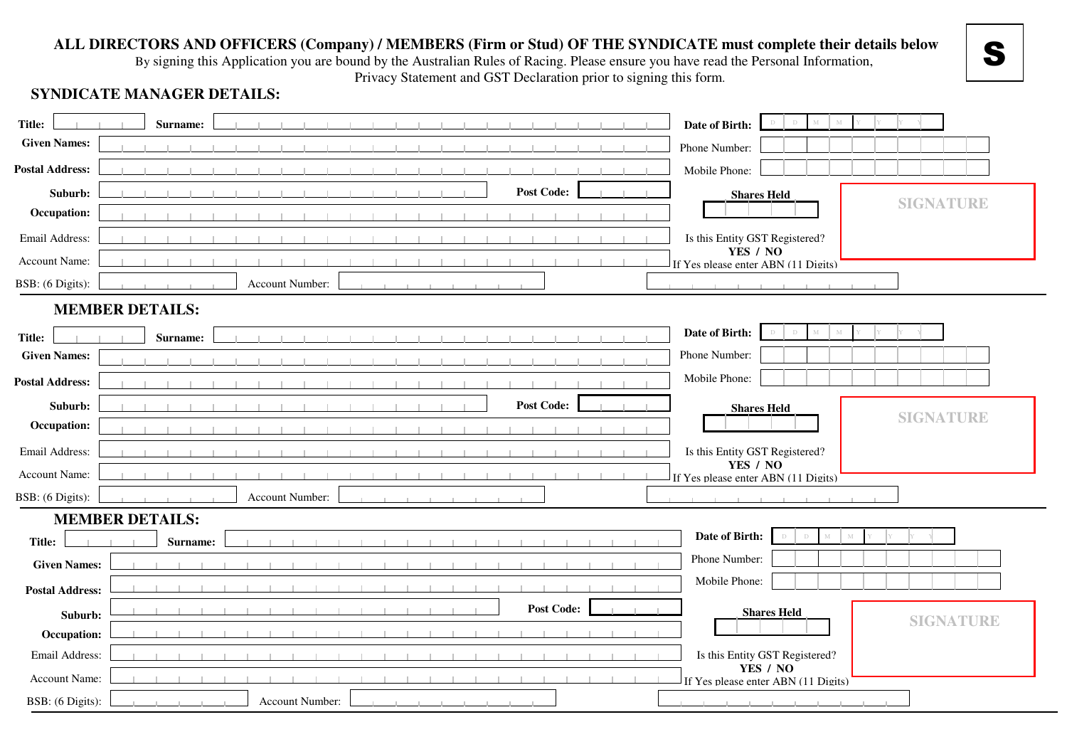**S**

## ALL DIRECTORS AND OFFICERS (Company) / MEMBERS (Firm or Stud) OF THE SYNDICATE must complete their details below

By signing this Application you are bound by the Australian Rules of Racing. Please ensure you have read the Personal Information, Privacy Statement and GST Declaration prior to signing this form.

### SYNDICATE MANAGER DETAILS:

**Title:** ____ **Surname:** ____ **Date of Birth:** D D M M Y Y Y Y

**Given Names:** ____ Phone Number: ____

**Postal Address:** ____ Mobile Phone: ____

**Suburb:** ____ **Post Code:** ____

**Shares Held** ____

SIGNATURE

**Occupation:** ____

Email Address: ____ Is this Entity GST Registered? **YES / NO**

Account Name: ____ If Yes please enter ABN (11 Digits) ____

BSB: (6 Digits): ____ Account Number: ____

### MEMBER DETAILS:

**Title:** ____ **Surname:** ____ **Date of Birth:** D D M M Y Y Y Y

**Given Names:** ____ Phone Number: ____

**Postal Address:** ____ Mobile Phone: ____

**Suburb:** ____ **Post Code:** ____

**Shares Held** ____

SIGNATURE

**Occupation:** ____

Email Address: ____ Is this Entity GST Registered? **YES / NO**

Account Name: ____ If Yes please enter ABN (11 Digits) ____

BSB: (6 Digits): ____ Account Number: ____

### MEMBER DETAILS:

**Title:** ____ **Surname:** ____ **Date of Birth:** D D M M Y Y Y Y

**Given Names:** ____ Phone Number: ____

**Postal Address:** ____ Mobile Phone: ____

**Suburb:** ____ **Post Code:** ____

**Shares Held** ____

SIGNATURE

**Occupation:** ____

Email Address: ____ Is this Entity GST Registered? **YES / NO**

Account Name: ____ If Yes please enter ABN (11 Digits) ____

BSB: (6 Digits): ____ Account Number: ____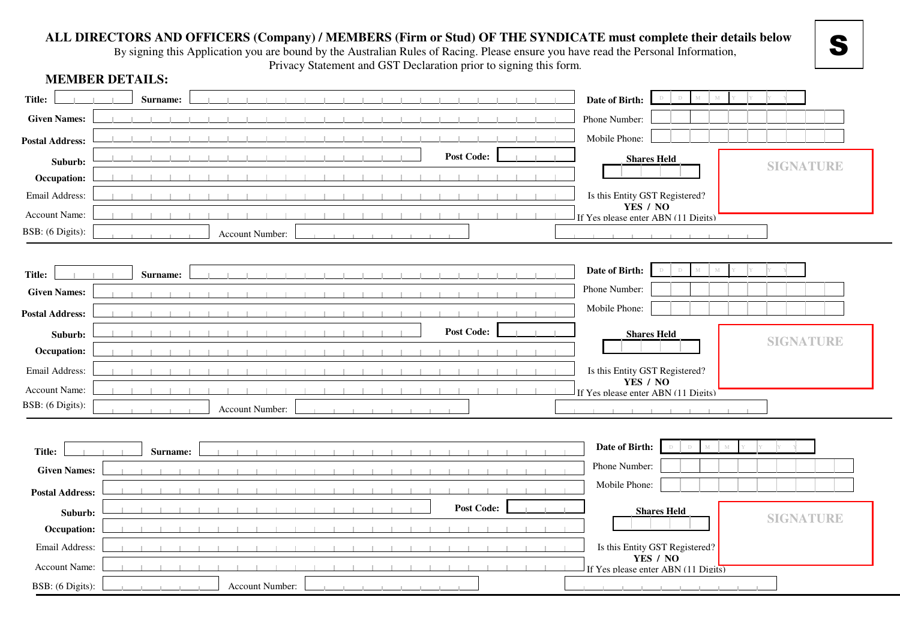**ALL DIRECTORS AND OFFICERS (Company) / MEMBERS (Firm or Stud) OF THE SYNDICATE must complete their details below**

By signing this Application you are bound by the Australian Rules of Racing. Please ensure you have read the Personal Information, Privacy Statement and GST Declaration prior to signing this form.

**S**

## MEMBER DETAILS:

**Title:** ______ **Surname:** ______________________ **Date of Birth:** D D M M Y Y Y Y

**Given Names:** ______________________ Phone Number: ______

**Postal Address:** ______________________ Mobile Phone: ______

**Suburb:** ______________ **Post Code:** ______ **Shares Held** ______

**Occupation:** ______________________

SIGNATURE

Email Address: ______________________ Is this Entity GST Registered? **YES / NO**

Account Name: ______________________ If Yes please enter ABN (11 Digits) ______

BSB: (6 Digits): ______ Account Number: ______

---

**Title:** ______ **Surname:** ______________________ **Date of Birth:** D D M M Y Y Y Y

**Given Names:** ______________________ Phone Number: ______

**Postal Address:** ______________________ Mobile Phone: ______

**Suburb:** ______________ **Post Code:** ______ **Shares Held** ______

**Occupation:** ______________________

SIGNATURE

Email Address: ______________________ Is this Entity GST Registered? **YES / NO**

Account Name: ______________________ If Yes please enter ABN (11 Digits) ______

BSB: (6 Digits): ______ Account Number: ______

---

**Title:** ______ **Surname:** ______________________ **Date of Birth:** D D M M Y Y Y Y

**Given Names:** ______________________ Phone Number: ______

**Postal Address:** ______________________ Mobile Phone: ______

**Suburb:** ______________ **Post Code:** ______ **Shares Held** ______

**Occupation:** ______________________

SIGNATURE

Email Address: ______________________ Is this Entity GST Registered? **YES / NO**

Account Name: ______________________ If Yes please enter ABN (11 Digits) ______

BSB: (6 Digits): ______ Account Number: ______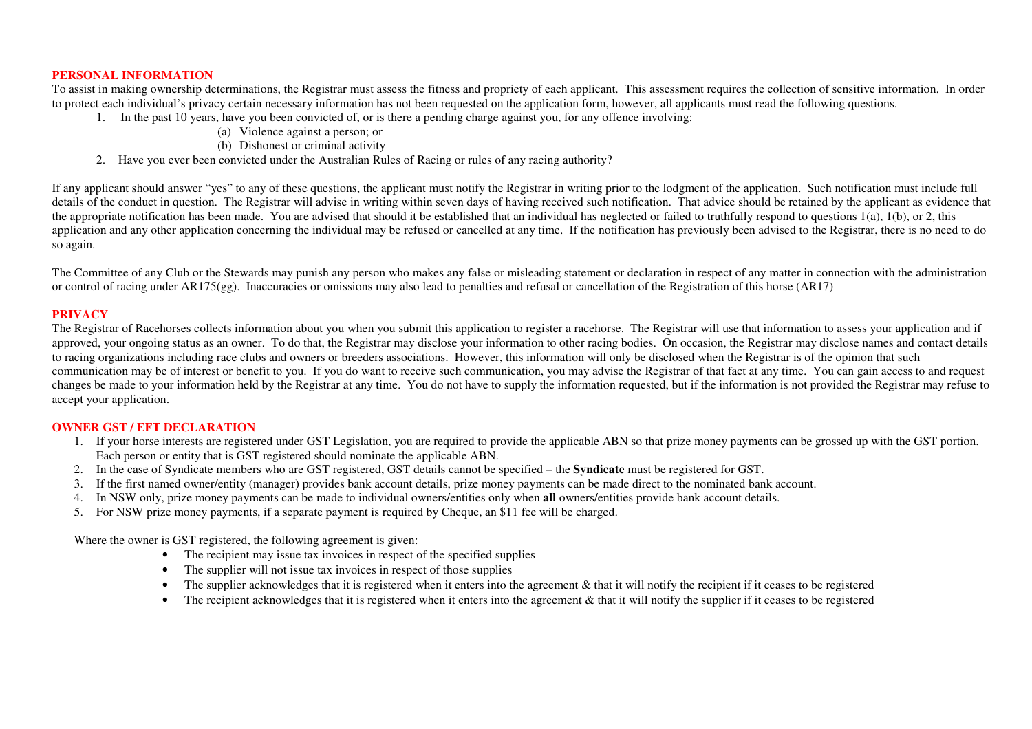## PERSONAL INFORMATION

To assist in making ownership determinations, the Registrar must assess the fitness and propriety of each applicant. This assessment requires the collection of sensitive information. In order to protect each individual's privacy certain necessary information has not been requested on the application form, however, all applicants must read the following questions.

1. In the past 10 years, have you been convicted of, or is there a pending charge against you, for any offence involving:
   (a) Violence against a person; or
   (b) Dishonest or criminal activity
2. Have you ever been convicted under the Australian Rules of Racing or rules of any racing authority?

If any applicant should answer "yes" to any of these questions, the applicant must notify the Registrar in writing prior to the lodgment of the application. Such notification must include full details of the conduct in question. The Registrar will advise in writing within seven days of having received such notification. That advice should be retained by the applicant as evidence that the appropriate notification has been made. You are advised that should it be established that an individual has neglected or failed to truthfully respond to questions 1(a), 1(b), or 2, this application and any other application concerning the individual may be refused or cancelled at any time. If the notification has previously been advised to the Registrar, there is no need to do so again.

The Committee of any Club or the Stewards may punish any person who makes any false or misleading statement or declaration in respect of any matter in connection with the administration or control of racing under AR175(gg). Inaccuracies or omissions may also lead to penalties and refusal or cancellation of the Registration of this horse (AR17)

## PRIVACY

The Registrar of Racehorses collects information about you when you submit this application to register a racehorse. The Registrar will use that information to assess your application and if approved, your ongoing status as an owner. To do that, the Registrar may disclose your information to other racing bodies. On occasion, the Registrar may disclose names and contact details to racing organizations including race clubs and owners or breeders associations. However, this information will only be disclosed when the Registrar is of the opinion that such communication may be of interest or benefit to you. If you do want to receive such communication, you may advise the Registrar of that fact at any time. You can gain access to and request changes be made to your information held by the Registrar at any time. You do not have to supply the information requested, but if the information is not provided the Registrar may refuse to accept your application.

## OWNER GST / EFT DECLARATION

1. If your horse interests are registered under GST Legislation, you are required to provide the applicable ABN so that prize money payments can be grossed up with the GST portion. Each person or entity that is GST registered should nominate the applicable ABN.
2. In the case of Syndicate members who are GST registered, GST details cannot be specified – the **Syndicate** must be registered for GST.
3. If the first named owner/entity (manager) provides bank account details, prize money payments can be made direct to the nominated bank account.
4. In NSW only, prize money payments can be made to individual owners/entities only when **all** owners/entities provide bank account details.
5. For NSW prize money payments, if a separate payment is required by Cheque, an $11 fee will be charged.

Where the owner is GST registered, the following agreement is given:

- The recipient may issue tax invoices in respect of the specified supplies
- The supplier will not issue tax invoices in respect of those supplies
- The supplier acknowledges that it is registered when it enters into the agreement & that it will notify the recipient if it ceases to be registered
- The recipient acknowledges that it is registered when it enters into the agreement & that it will notify the supplier if it ceases to be registered